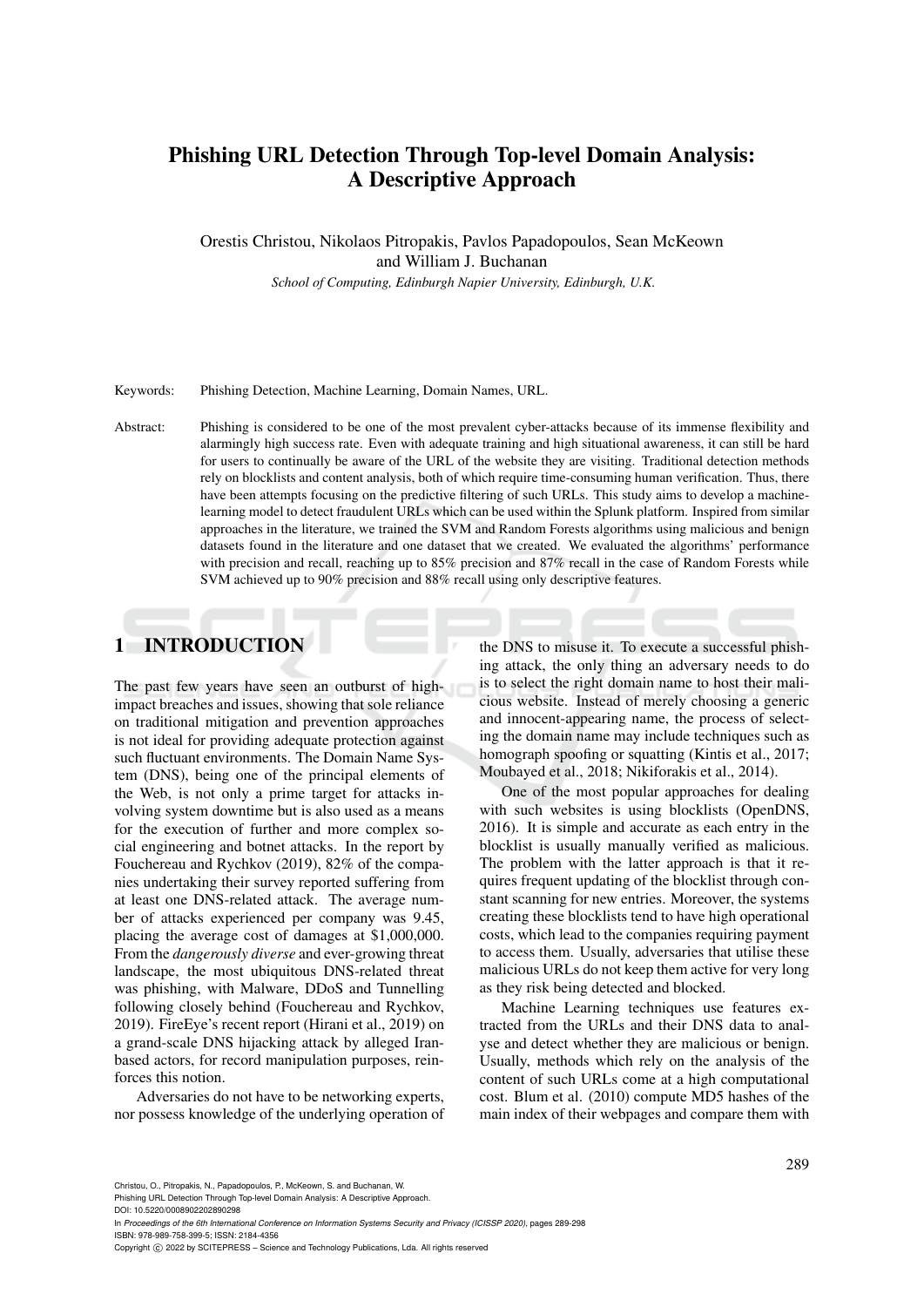# Phishing URL Detection Through Top-level Domain Analysis: A Descriptive Approach

Orestis Christou, Nikolaos Pitropakis, Pavlos Papadopoulos, Sean McKeown and William J. Buchanan

*School of Computing, Edinburgh Napier University, Edinburgh, U.K.*

Keywords: Phishing Detection, Machine Learning, Domain Names, URL.

Abstract: Phishing is considered to be one of the most prevalent cyber-attacks because of its immense flexibility and alarmingly high success rate. Even with adequate training and high situational awareness, it can still be hard for users to continually be aware of the URL of the website they are visiting. Traditional detection methods rely on blocklists and content analysis, both of which require time-consuming human verification. Thus, there have been attempts focusing on the predictive filtering of such URLs. This study aims to develop a machine-learning model to detect fraudulent URLs which can be used within the Splunk platform. Inspired from similar approaches in the literature, we trained the SVM and Random Forests algorithms using malicious and benign datasets found in the literature and one dataset that we created. We evaluated the algorithms' performance with precision and recall, reaching up to 85% precision and 87% recall in the case of Random Forests while SVM achieved up to 90% precision and 88% recall using only descriptive features.

## 1 INTRODUCTION

The past few years have seen an outburst of high-impact breaches and issues, showing that sole reliance on traditional mitigation and prevention approaches is not ideal for providing adequate protection against such fluctuant environments. The Domain Name System (DNS), being one of the principal elements of the Web, is not only a prime target for attacks involving system downtime but is also used as a means for the execution of further and more complex social engineering and botnet attacks. In the report by Fouchereau and Rychkov (2019), 82% of the companies undertaking their survey reported suffering from at least one DNS-related attack. The average number of attacks experienced per company was 9.45, placing the average cost of damages at $1,000,000. From the *dangerously diverse* and ever-growing threat landscape, the most ubiquitous DNS-related threat was phishing, with Malware, DDoS and Tunnelling following closely behind (Fouchereau and Rychkov, 2019). FireEye's recent report (Hirani et al., 2019) on a grand-scale DNS hijacking attack by alleged Iran-based actors, for record manipulation purposes, reinforces this notion.

Adversaries do not have to be networking experts, nor possess knowledge of the underlying operation of the DNS to misuse it. To execute a successful phishing attack, the only thing an adversary needs to do is to select the right domain name to host their malicious website. Instead of merely choosing a generic and innocent-appearing name, the process of selecting the domain name may include techniques such as homograph spoofing or squatting (Kintis et al., 2017; Moubayed et al., 2018; Nikiforakis et al., 2014).

One of the most popular approaches for dealing with such websites is using blocklists (OpenDNS, 2016). It is simple and accurate as each entry in the blocklist is usually manually verified as malicious. The problem with the latter approach is that it requires frequent updating of the blocklist through constant scanning for new entries. Moreover, the systems creating these blocklists tend to have high operational costs, which lead to the companies requiring payment to access them. Usually, adversaries that utilise these malicious URLs do not keep them active for very long as they risk being detected and blocked.

Machine Learning techniques use features extracted from the URLs and their DNS data to analyse and detect whether they are malicious or benign. Usually, methods which rely on the analysis of the content of such URLs come at a high computational cost. Blum et al. (2010) compute MD5 hashes of the main index of their webpages and compare them with

Christou, O., Pitropakis, N., Papadopoulos, P., McKeown, S. and Buchanan, W.
Phishing URL Detection Through Top-level Domain Analysis: A Descriptive Approach.
DOI: 10.5220/0008902202890298
In *Proceedings of the 6th International Conference on Information Systems Security and Privacy (ICISSP 2020)*, pages 289-298
ISBN: 978-989-758-399-5; ISSN: 2184-4356
Copyright © 2022 by SCITEPRESS – Science and Technology Publications, Lda. All rights reserved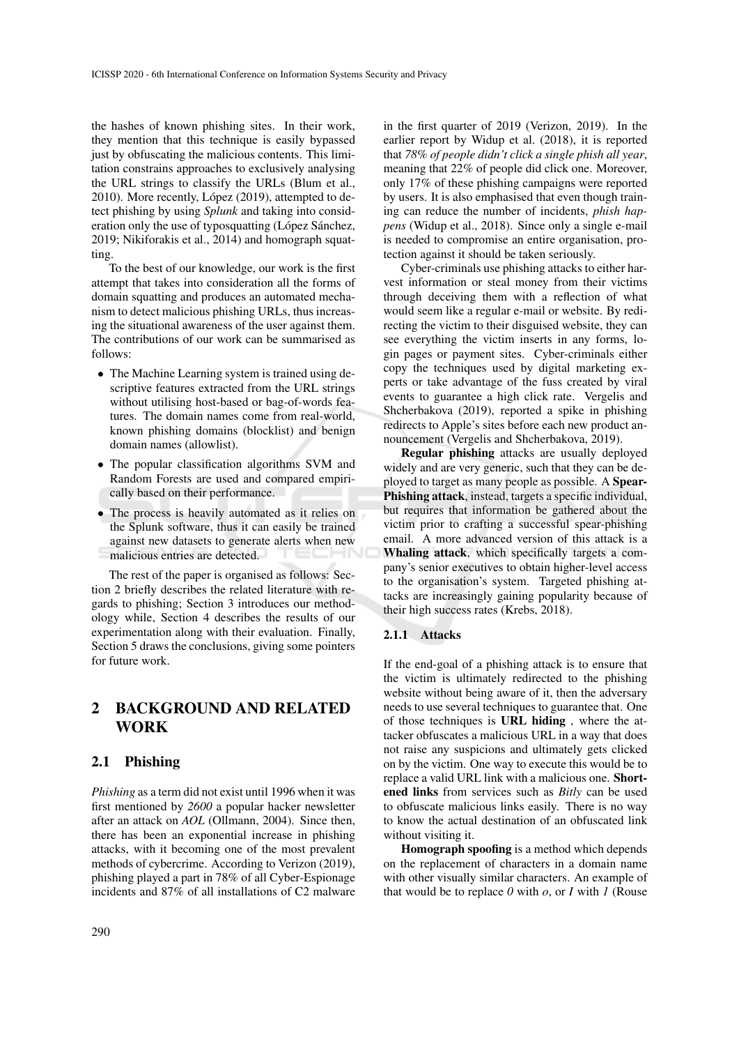the hashes of known phishing sites. In their work, they mention that this technique is easily bypassed just by obfuscating the malicious contents. This limitation constrains approaches to exclusively analysing the URL strings to classify the URLs (Blum et al., 2010). More recently, López (2019), attempted to detect phishing by using *Splunk* and taking into consideration only the use of typosquatting (López Sánchez, 2019; Nikiforakis et al., 2014) and homograph squatting.

To the best of our knowledge, our work is the first attempt that takes into consideration all the forms of domain squatting and produces an automated mechanism to detect malicious phishing URLs, thus increasing the situational awareness of the user against them. The contributions of our work can be summarised as follows:

- The Machine Learning system is trained using descriptive features extracted from the URL strings without utilising host-based or bag-of-words features. The domain names come from real-world, known phishing domains (blocklist) and benign domain names (allowlist).
- The popular classification algorithms SVM and Random Forests are used and compared empirically based on their performance.
- The process is heavily automated as it relies on the Splunk software, thus it can easily be trained against new datasets to generate alerts when new malicious entries are detected.

The rest of the paper is organised as follows: Section 2 briefly describes the related literature with regards to phishing; Section 3 introduces our methodology while, Section 4 describes the results of our experimentation along with their evaluation. Finally, Section 5 draws the conclusions, giving some pointers for future work.

## 2 BACKGROUND AND RELATED WORK

### 2.1 Phishing

*Phishing* as a term did not exist until 1996 when it was first mentioned by *2600* a popular hacker newsletter after an attack on *AOL* (Ollmann, 2004). Since then, there has been an exponential increase in phishing attacks, with it becoming one of the most prevalent methods of cybercrime. According to Verizon (2019), phishing played a part in 78% of all Cyber-Espionage incidents and 87% of all installations of C2 malware in the first quarter of 2019 (Verizon, 2019). In the earlier report by Widup et al. (2018), it is reported that *78% of people didn't click a single phish all year*, meaning that 22% of people did click one. Moreover, only 17% of these phishing campaigns were reported by users. It is also emphasised that even though training can reduce the number of incidents, *phish happens* (Widup et al., 2018). Since only a single e-mail is needed to compromise an entire organisation, protection against it should be taken seriously.

Cyber-criminals use phishing attacks to either harvest information or steal money from their victims through deceiving them with a reflection of what would seem like a regular e-mail or website. By redirecting the victim to their disguised website, they can see everything the victim inserts in any forms, login pages or payment sites. Cyber-criminals either copy the techniques used by digital marketing experts or take advantage of the fuss created by viral events to guarantee a high click rate. Vergelis and Shcherbakova (2019), reported a spike in phishing redirects to Apple's sites before each new product announcement (Vergelis and Shcherbakova, 2019).

**Regular phishing** attacks are usually deployed widely and are very generic, such that they can be deployed to target as many people as possible. A **Spear-Phishing attack**, instead, targets a specific individual, but requires that information be gathered about the victim prior to crafting a successful spear-phishing email. A more advanced version of this attack is a **Whaling attack**, which specifically targets a company's senior executives to obtain higher-level access to the organisation's system. Targeted phishing attacks are increasingly gaining popularity because of their high success rates (Krebs, 2018).

#### 2.1.1 Attacks

If the end-goal of a phishing attack is to ensure that the victim is ultimately redirected to the phishing website without being aware of it, then the adversary needs to use several techniques to guarantee that. One of those techniques is **URL hiding** , where the attacker obfuscates a malicious URL in a way that does not raise any suspicions and ultimately gets clicked on by the victim. One way to execute this would be to replace a valid URL link with a malicious one. **Shortened links** from services such as *Bitly* can be used to obfuscate malicious links easily. There is no way to know the actual destination of an obfuscated link without visiting it.

**Homograph spoofing** is a method which depends on the replacement of characters in a domain name with other visually similar characters. An example of that would be to replace *0* with *o*, or *I* with *1* (Rouse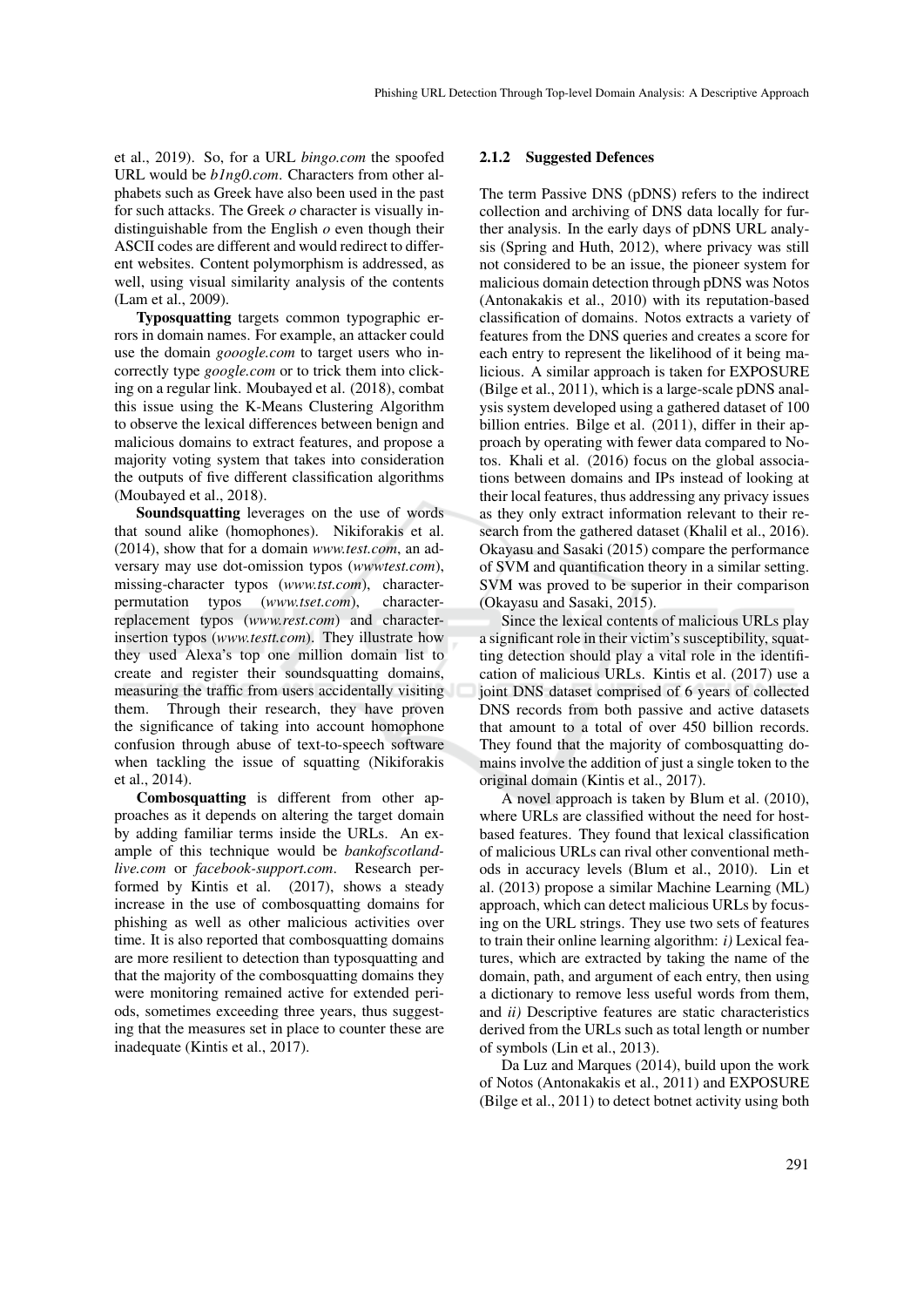et al., 2019). So, for a URL *bingo.com* the spoofed URL would be *b1ng0.com*. Characters from other alphabets such as Greek have also been used in the past for such attacks. The Greek *o* character is visually indistinguishable from the English *o* even though their ASCII codes are different and would redirect to different websites. Content polymorphism is addressed, as well, using visual similarity analysis of the contents (Lam et al., 2009).

**Typosquatting** targets common typographic errors in domain names. For example, an attacker could use the domain *gooogle.com* to target users who incorrectly type *google.com* or to trick them into clicking on a regular link. Moubayed et al. (2018), combat this issue using the K-Means Clustering Algorithm to observe the lexical differences between benign and malicious domains to extract features, and propose a majority voting system that takes into consideration the outputs of five different classification algorithms (Moubayed et al., 2018).

**Soundsquatting** leverages on the use of words that sound alike (homophones). Nikiforakis et al. (2014), show that for a domain *www.test.com*, an adversary may use dot-omission typos (*wwwtest.com*), missing-character typos (*www.tst.com*), character-permutation typos (*www.tset.com*), character-replacement typos (*www.rest.com*) and character-insertion typos (*www.testt.com*). They illustrate how they used Alexa's top one million domain list to create and register their soundsquatting domains, measuring the traffic from users accidentally visiting them. Through their research, they have proven the significance of taking into account homophone confusion through abuse of text-to-speech software when tackling the issue of squatting (Nikiforakis et al., 2014).

**Combosquatting** is different from other approaches as it depends on altering the target domain by adding familiar terms inside the URLs. An example of this technique would be *bankofscotland-live.com* or *facebook-support.com*. Research performed by Kintis et al. (2017), shows a steady increase in the use of combosquatting domains for phishing as well as other malicious activities over time. It is also reported that combosquatting domains are more resilient to detection than typosquatting and that the majority of the combosquatting domains they were monitoring remained active for extended periods, sometimes exceeding three years, thus suggesting that the measures set in place to counter these are inadequate (Kintis et al., 2017).

#### 2.1.2 Suggested Defences

The term Passive DNS (pDNS) refers to the indirect collection and archiving of DNS data locally for further analysis. In the early days of pDNS URL analysis (Spring and Huth, 2012), where privacy was still not considered to be an issue, the pioneer system for malicious domain detection through pDNS was Notos (Antonakakis et al., 2010) with its reputation-based classification of domains. Notos extracts a variety of features from the DNS queries and creates a score for each entry to represent the likelihood of it being malicious. A similar approach is taken for EXPOSURE (Bilge et al., 2011), which is a large-scale pDNS analysis system developed using a gathered dataset of 100 billion entries. Bilge et al. (2011), differ in their approach by operating with fewer data compared to Notos. Khali et al. (2016) focus on the global associations between domains and IPs instead of looking at their local features, thus addressing any privacy issues as they only extract information relevant to their research from the gathered dataset (Khalil et al., 2016). Okayasu and Sasaki (2015) compare the performance of SVM and quantification theory in a similar setting. SVM was proved to be superior in their comparison (Okayasu and Sasaki, 2015).

Since the lexical contents of malicious URLs play a significant role in their victim's susceptibility, squatting detection should play a vital role in the identification of malicious URLs. Kintis et al. (2017) use a joint DNS dataset comprised of 6 years of collected DNS records from both passive and active datasets that amount to a total of over 450 billion records. They found that the majority of combosquatting domains involve the addition of just a single token to the original domain (Kintis et al., 2017).

A novel approach is taken by Blum et al. (2010), where URLs are classified without the need for host-based features. They found that lexical classification of malicious URLs can rival other conventional methods in accuracy levels (Blum et al., 2010). Lin et al. (2013) propose a similar Machine Learning (ML) approach, which can detect malicious URLs by focusing on the URL strings. They use two sets of features to train their online learning algorithm: *i)* Lexical features, which are extracted by taking the name of the domain, path, and argument of each entry, then using a dictionary to remove less useful words from them, and *ii)* Descriptive features are static characteristics derived from the URLs such as total length or number of symbols (Lin et al., 2013).

Da Luz and Marques (2014), build upon the work of Notos (Antonakakis et al., 2011) and EXPOSURE (Bilge et al., 2011) to detect botnet activity using both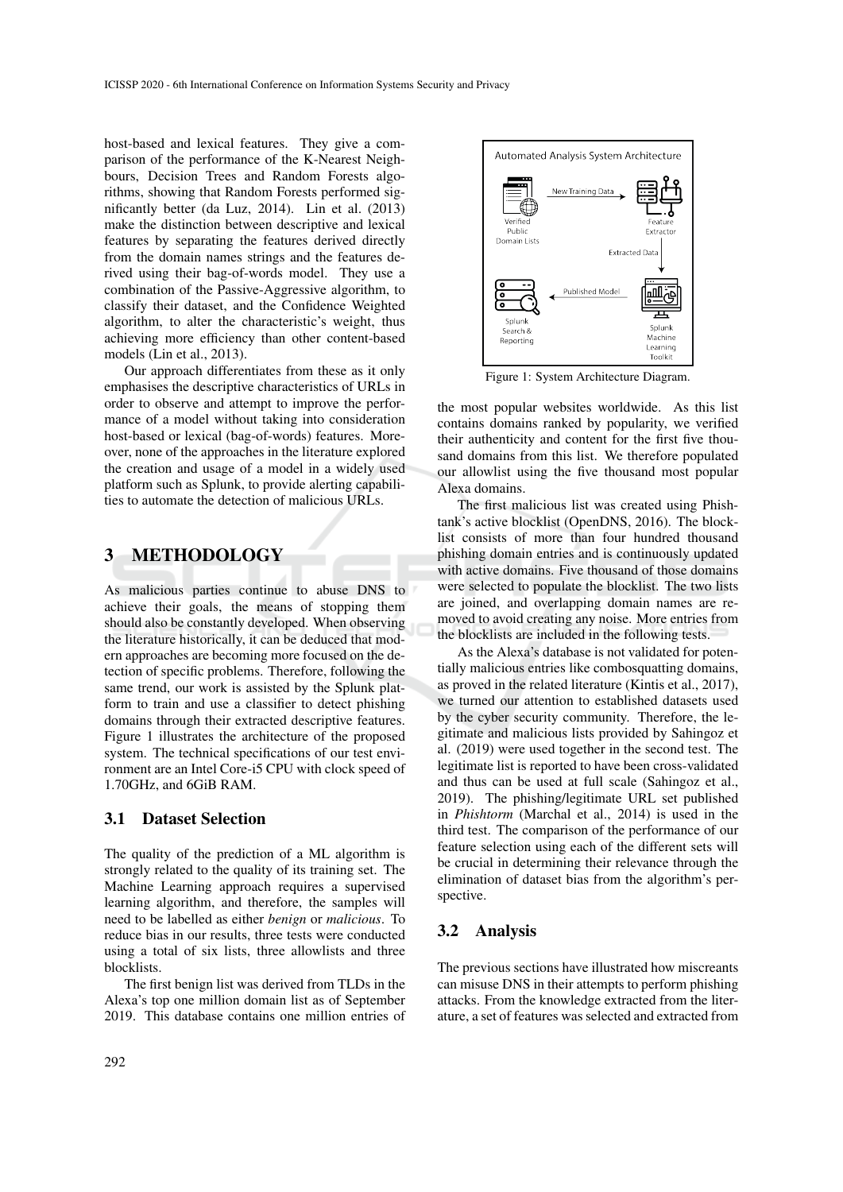host-based and lexical features. They give a comparison of the performance of the K-Nearest Neighbours, Decision Trees and Random Forests algorithms, showing that Random Forests performed significantly better (da Luz, 2014). Lin et al. (2013) make the distinction between descriptive and lexical features by separating the features derived directly from the domain names strings and the features derived using their bag-of-words model. They use a combination of the Passive-Aggressive algorithm, to classify their dataset, and the Confidence Weighted algorithm, to alter the characteristic's weight, thus achieving more efficiency than other content-based models (Lin et al., 2013).

Our approach differentiates from these as it only emphasises the descriptive characteristics of URLs in order to observe and attempt to improve the performance of a model without taking into consideration host-based or lexical (bag-of-words) features. Moreover, none of the approaches in the literature explored the creation and usage of a model in a widely used platform such as Splunk, to provide alerting capabilities to automate the detection of malicious URLs.

# 3 METHODOLOGY

As malicious parties continue to abuse DNS to achieve their goals, the means of stopping them should also be constantly developed. When observing the literature historically, it can be deduced that modern approaches are becoming more focused on the detection of specific problems. Therefore, following the same trend, our work is assisted by the Splunk platform to train and use a classifier to detect phishing domains through their extracted descriptive features. Figure 1 illustrates the architecture of the proposed system. The technical specifications of our test environment are an Intel Core-i5 CPU with clock speed of 1.70GHz, and 6GiB RAM.

Automated Analysis System Architecture

Verified Public Domain Lists → New Training Data → Feature Extractor → Extracted Data → Splunk Machine Learning Toolkit → Published Model → Splunk Search & Reporting

Figure 1: System Architecture Diagram.

## 3.1 Dataset Selection

The quality of the prediction of a ML algorithm is strongly related to the quality of its training set. The Machine Learning approach requires a supervised learning algorithm, and therefore, the samples will need to be labelled as either *benign* or *malicious*. To reduce bias in our results, three tests were conducted using a total of six lists, three allowlists and three blocklists.

The first benign list was derived from TLDs in the Alexa's top one million domain list as of September 2019. This database contains one million entries of the most popular websites worldwide. As this list contains domains ranked by popularity, we verified their authenticity and content for the first five thousand domains from this list. We therefore populated our allowlist using the five thousand most popular Alexa domains.

The first malicious list was created using Phishtank's active blocklist (OpenDNS, 2016). The blocklist consists of more than four hundred thousand phishing domain entries and is continuously updated with active domains. Five thousand of those domains were selected to populate the blocklist. The two lists are joined, and overlapping domain names are removed to avoid creating any noise. More entries from the blocklists are included in the following tests.

As the Alexa's database is not validated for potentially malicious entries like combosquatting domains, as proved in the related literature (Kintis et al., 2017), we turned our attention to established datasets used by the cyber security community. Therefore, the legitimate and malicious lists provided by Sahingoz et al. (2019) were used together in the second test. The legitimate list is reported to have been cross-validated and thus can be used at full scale (Sahingoz et al., 2019). The phishing/legitimate URL set published in *Phishtorm* (Marchal et al., 2014) is used in the third test. The comparison of the performance of our feature selection using each of the different sets will be crucial in determining their relevance through the elimination of dataset bias from the algorithm's perspective.

## 3.2 Analysis

The previous sections have illustrated how miscreants can misuse DNS in their attempts to perform phishing attacks. From the knowledge extracted from the literature, a set of features was selected and extracted from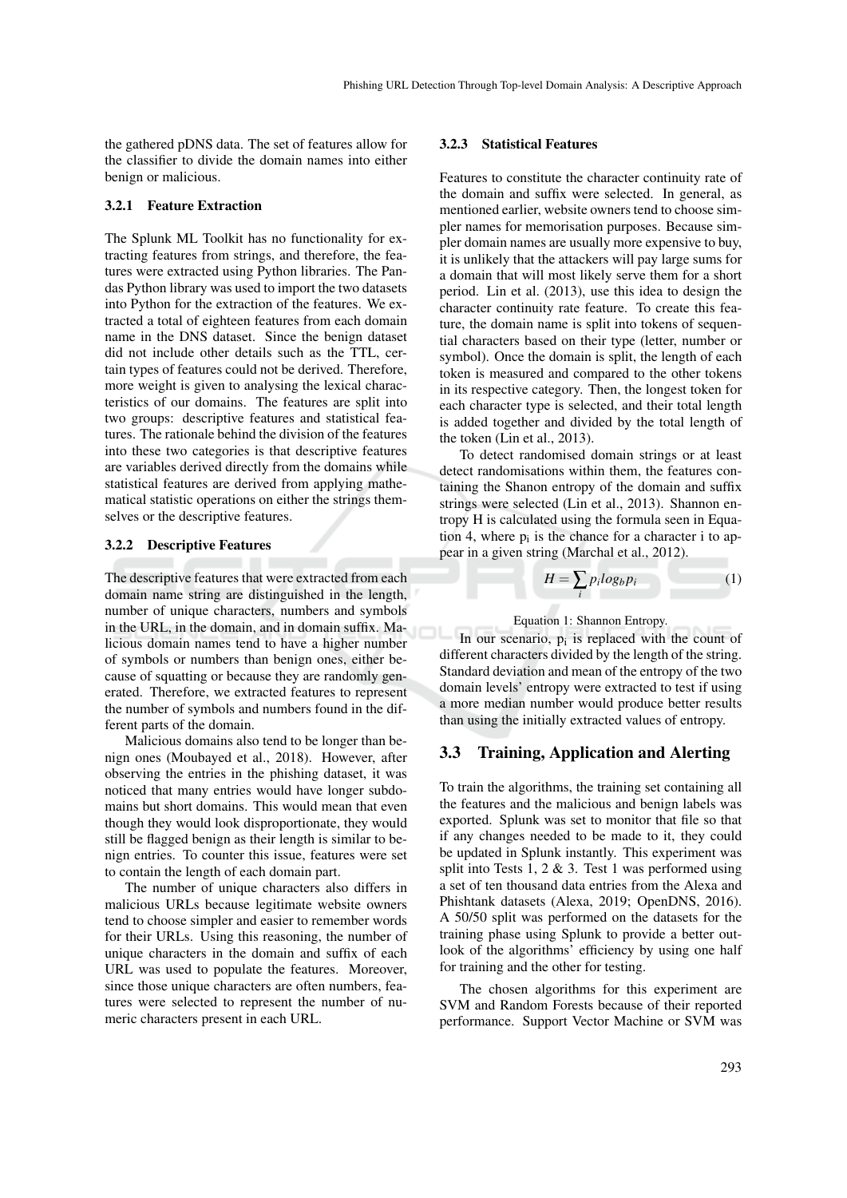the gathered pDNS data. The set of features allow for the classifier to divide the domain names into either benign or malicious.

### 3.2.1 Feature Extraction

The Splunk ML Toolkit has no functionality for extracting features from strings, and therefore, the features were extracted using Python libraries. The Pandas Python library was used to import the two datasets into Python for the extraction of the features. We extracted a total of eighteen features from each domain name in the DNS dataset. Since the benign dataset did not include other details such as the TTL, certain types of features could not be derived. Therefore, more weight is given to analysing the lexical characteristics of our domains. The features are split into two groups: descriptive features and statistical features. The rationale behind the division of the features into these two categories is that descriptive features are variables derived directly from the domains while statistical features are derived from applying mathematical statistic operations on either the strings themselves or the descriptive features.

### 3.2.2 Descriptive Features

The descriptive features that were extracted from each domain name string are distinguished in the length, number of unique characters, numbers and symbols in the URL, in the domain, and in domain suffix. Malicious domain names tend to have a higher number of symbols or numbers than benign ones, either because of squatting or because they are randomly generated. Therefore, we extracted features to represent the number of symbols and numbers found in the different parts of the domain.

Malicious domains also tend to be longer than benign ones (Moubayed et al., 2018). However, after observing the entries in the phishing dataset, it was noticed that many entries would have longer subdomains but short domains. This would mean that even though they would look disproportionate, they would still be flagged benign as their length is similar to benign entries. To counter this issue, features were set to contain the length of each domain part.

The number of unique characters also differs in malicious URLs because legitimate website owners tend to choose simpler and easier to remember words for their URLs. Using this reasoning, the number of unique characters in the domain and suffix of each URL was used to populate the features. Moreover, since those unique characters are often numbers, features were selected to represent the number of numeric characters present in each URL.

### 3.2.3 Statistical Features

Features to constitute the character continuity rate of the domain and suffix were selected. In general, as mentioned earlier, website owners tend to choose simpler names for memorisation purposes. Because simpler domain names are usually more expensive to buy, it is unlikely that the attackers will pay large sums for a domain that will most likely serve them for a short period. Lin et al. (2013), use this idea to design the character continuity rate feature. To create this feature, the domain name is split into tokens of sequential characters based on their type (letter, number or symbol). Once the domain is split, the length of each token is measured and compared to the other tokens in its respective category. Then, the longest token for each character type is selected, and their total length is added together and divided by the total length of the token (Lin et al., 2013).

To detect randomised domain strings or at least detect randomisations within them, the features containing the Shanon entropy of the domain and suffix strings were selected (Lin et al., 2013). Shannon entropy H is calculated using the formula seen in Equation 4, where $p_i$ is the chance for a character i to appear in a given string (Marchal et al., 2012).

$$H = \sum_i p_i log_b p_i \tag{1}$$

Equation 1: Shannon Entropy.

In our scenario, $p_i$ is replaced with the count of different characters divided by the length of the string. Standard deviation and mean of the entropy of the two domain levels' entropy were extracted to test if using a more median number would produce better results than using the initially extracted values of entropy.

## 3.3 Training, Application and Alerting

To train the algorithms, the training set containing all the features and the malicious and benign labels was exported. Splunk was set to monitor that file so that if any changes needed to be made to it, they could be updated in Splunk instantly. This experiment was split into Tests 1, 2 & 3. Test 1 was performed using a set of ten thousand data entries from the Alexa and Phishtank datasets (Alexa, 2019; OpenDNS, 2016). A 50/50 split was performed on the datasets for the training phase using Splunk to provide a better outlook of the algorithms' efficiency by using one half for training and the other for testing.

The chosen algorithms for this experiment are SVM and Random Forests because of their reported performance. Support Vector Machine or SVM was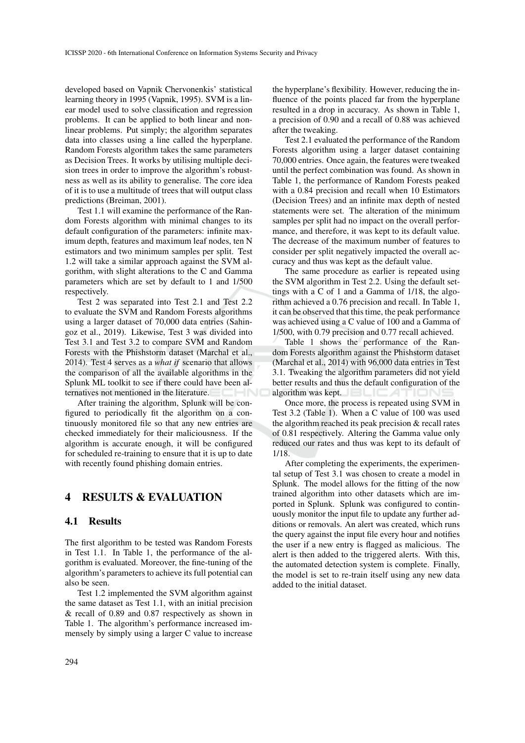developed based on Vapnik Chervonenkis' statistical learning theory in 1995 (Vapnik, 1995). SVM is a linear model used to solve classification and regression problems. It can be applied to both linear and non-linear problems. Put simply; the algorithm separates data into classes using a line called the hyperplane. Random Forests algorithm takes the same parameters as Decision Trees. It works by utilising multiple decision trees in order to improve the algorithm's robustness as well as its ability to generalise. The core idea of it is to use a multitude of trees that will output class predictions (Breiman, 2001).

Test 1.1 will examine the performance of the Random Forests algorithm with minimal changes to its default configuration of the parameters: infinite maximum depth, features and maximum leaf nodes, ten N estimators and two minimum samples per split. Test 1.2 will take a similar approach against the SVM algorithm, with slight alterations to the C and Gamma parameters which are set by default to 1 and 1/500 respectively.

Test 2 was separated into Test 2.1 and Test 2.2 to evaluate the SVM and Random Forests algorithms using a larger dataset of 70,000 data entries (Sahingoz et al., 2019). Likewise, Test 3 was divided into Test 3.1 and Test 3.2 to compare SVM and Random Forests with the Phishstorm dataset (Marchal et al., 2014). Test 4 serves as a *what if* scenario that allows the comparison of all the available algorithms in the Splunk ML toolkit to see if there could have been alternatives not mentioned in the literature.

After training the algorithm, Splunk will be configured to periodically fit the algorithm on a continuously monitored file so that any new entries are checked immediately for their maliciousness. If the algorithm is accurate enough, it will be configured for scheduled re-training to ensure that it is up to date with recently found phishing domain entries.

## 4 RESULTS & EVALUATION

### 4.1 Results

The first algorithm to be tested was Random Forests in Test 1.1. In Table 1, the performance of the algorithm is evaluated. Moreover, the fine-tuning of the algorithm's parameters to achieve its full potential can also be seen.

Test 1.2 implemented the SVM algorithm against the same dataset as Test 1.1, with an initial precision & recall of 0.89 and 0.87 respectively as shown in Table 1. The algorithm's performance increased immensely by simply using a larger C value to increase the hyperplane's flexibility. However, reducing the influence of the points placed far from the hyperplane resulted in a drop in accuracy. As shown in Table 1, a precision of 0.90 and a recall of 0.88 was achieved after the tweaking.

Test 2.1 evaluated the performance of the Random Forests algorithm using a larger dataset containing 70,000 entries. Once again, the features were tweaked until the perfect combination was found. As shown in Table 1, the performance of Random Forests peaked with a 0.84 precision and recall when 10 Estimators (Decision Trees) and an infinite max depth of nested statements were set. The alteration of the minimum samples per split had no impact on the overall performance, and therefore, it was kept to its default value. The decrease of the maximum number of features to consider per split negatively impacted the overall accuracy and thus was kept as the default value.

The same procedure as earlier is repeated using the SVM algorithm in Test 2.2. Using the default settings with a C of 1 and a Gamma of 1/18, the algorithm achieved a 0.76 precision and recall. In Table 1, it can be observed that this time, the peak performance was achieved using a C value of 100 and a Gamma of 1/500, with 0.79 precision and 0.77 recall achieved.

Table 1 shows the performance of the Random Forests algorithm against the Phishstorm dataset (Marchal et al., 2014) with 96,000 data entries in Test 3.1. Tweaking the algorithm parameters did not yield better results and thus the default configuration of the algorithm was kept.

Once more, the process is repeated using SVM in Test 3.2 (Table 1). When a C value of 100 was used the algorithm reached its peak precision & recall rates of 0.81 respectively. Altering the Gamma value only reduced our rates and thus was kept to its default of 1/18.

After completing the experiments, the experimental setup of Test 3.1 was chosen to create a model in Splunk. The model allows for the fitting of the now trained algorithm into other datasets which are imported in Splunk. Splunk was configured to continuously monitor the input file to update any further additions or removals. An alert was created, which runs the query against the input file every hour and notifies the user if a new entry is flagged as malicious. The alert is then added to the triggered alerts. With this, the automated detection system is complete. Finally, the model is set to re-train itself using any new data added to the initial dataset.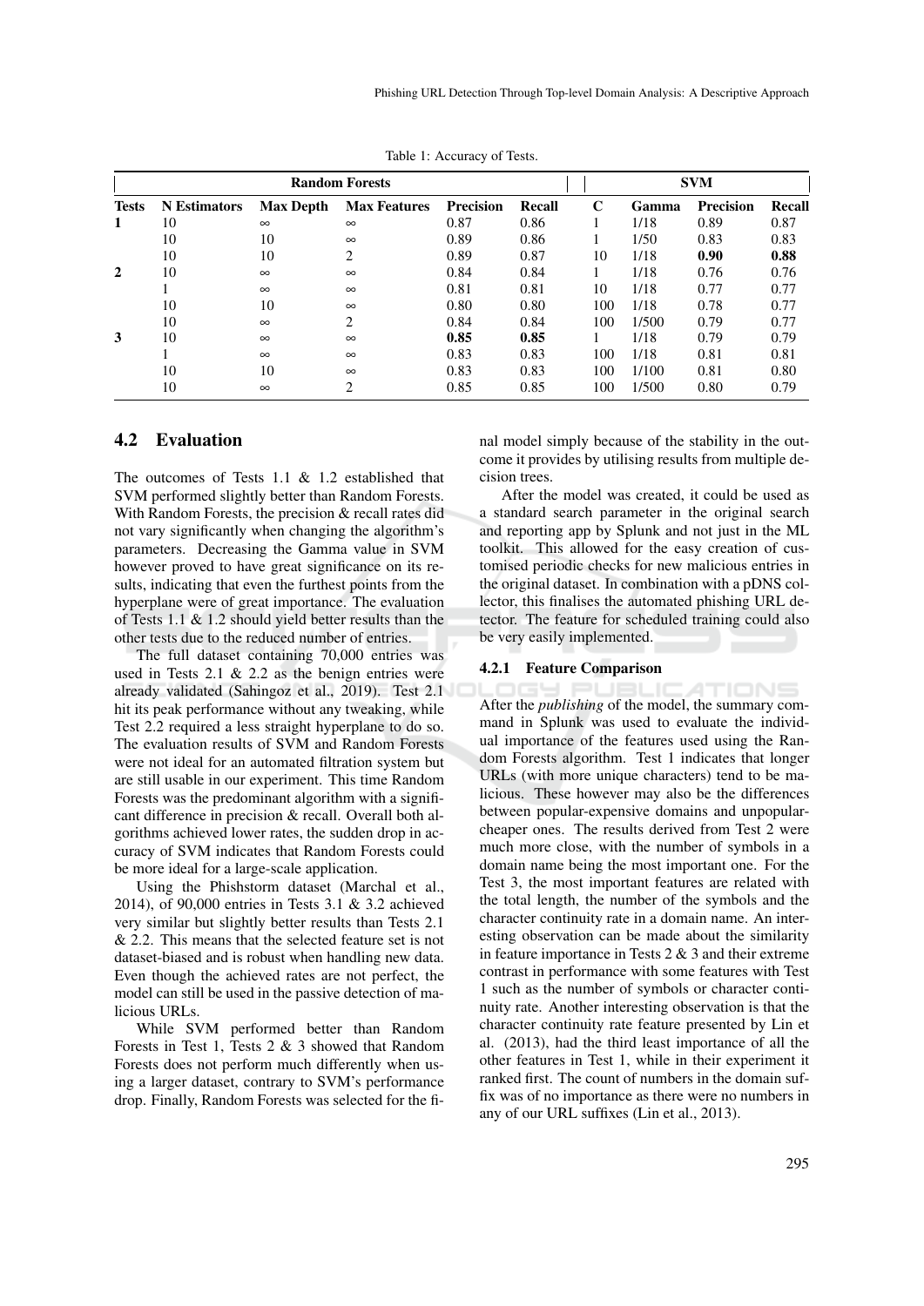Table 1: Accuracy of Tests.

| | Random Forests | | | | | SVM | | | |
|---|---|---|---|---|---|---|---|---|---|
| **Tests** | **N Estimators** | **Max Depth** | **Max Features** | **Precision** | **Recall** | **C** | **Gamma** | **Precision** | **Recall** |
| **1** | 10 | $\infty$ | $\infty$ | 0.87 | 0.86 | 1 | 1/18 | 0.89 | 0.87 |
| | 10 | 10 | $\infty$ | 0.89 | 0.86 | 1 | 1/50 | 0.83 | 0.83 |
| | 10 | 10 | 2 | 0.89 | 0.87 | 10 | 1/18 | **0.90** | **0.88** |
| **2** | 10 | $\infty$ | $\infty$ | 0.84 | 0.84 | 1 | 1/18 | 0.76 | 0.76 |
| | 1 | $\infty$ | $\infty$ | 0.81 | 0.81 | 10 | 1/18 | 0.77 | 0.77 |
| | 10 | 10 | $\infty$ | 0.80 | 0.80 | 100 | 1/18 | 0.78 | 0.77 |
| | 10 | $\infty$ | 2 | 0.84 | 0.84 | 100 | 1/500 | 0.79 | 0.77 |
| **3** | 10 | $\infty$ | $\infty$ | **0.85** | **0.85** | 1 | 1/18 | 0.79 | 0.79 |
| | 1 | $\infty$ | $\infty$ | 0.83 | 0.83 | 100 | 1/18 | 0.81 | 0.81 |
| | 10 | 10 | $\infty$ | 0.83 | 0.83 | 100 | 1/100 | 0.81 | 0.80 |
| | 10 | $\infty$ | 2 | 0.85 | 0.85 | 100 | 1/500 | 0.80 | 0.79 |

## 4.2 Evaluation

The outcomes of Tests 1.1 & 1.2 established that SVM performed slightly better than Random Forests. With Random Forests, the precision & recall rates did not vary significantly when changing the algorithm's parameters. Decreasing the Gamma value in SVM however proved to have great significance on its results, indicating that even the furthest points from the hyperplane were of great importance. The evaluation of Tests 1.1 & 1.2 should yield better results than the other tests due to the reduced number of entries.

The full dataset containing 70,000 entries was used in Tests 2.1 & 2.2 as the benign entries were already validated (Sahingoz et al., 2019). Test 2.1 hit its peak performance without any tweaking, while Test 2.2 required a less straight hyperplane to do so. The evaluation results of SVM and Random Forests were not ideal for an automated filtration system but are still usable in our experiment. This time Random Forests was the predominant algorithm with a significant difference in precision & recall. Overall both algorithms achieved lower rates, the sudden drop in accuracy of SVM indicates that Random Forests could be more ideal for a large-scale application.

Using the Phishstorm dataset (Marchal et al., 2014), of 90,000 entries in Tests 3.1 & 3.2 achieved very similar but slightly better results than Tests 2.1 & 2.2. This means that the selected feature set is not dataset-biased and is robust when handling new data. Even though the achieved rates are not perfect, the model can still be used in the passive detection of malicious URLs.

While SVM performed better than Random Forests in Test 1, Tests 2 & 3 showed that Random Forests does not perform much differently when using a larger dataset, contrary to SVM's performance drop. Finally, Random Forests was selected for the final model simply because of the stability in the outcome it provides by utilising results from multiple decision trees.

After the model was created, it could be used as a standard search parameter in the original search and reporting app by Splunk and not just in the ML toolkit. This allowed for the easy creation of customised periodic checks for new malicious entries in the original dataset. In combination with a pDNS collector, this finalises the automated phishing URL detector. The feature for scheduled training could also be very easily implemented.

### 4.2.1 Feature Comparison

After the *publishing* of the model, the summary command in Splunk was used to evaluate the individual importance of the features used using the Random Forests algorithm. Test 1 indicates that longer URLs (with more unique characters) tend to be malicious. These however may also be the differences between popular-expensive domains and unpopular-cheaper ones. The results derived from Test 2 were much more close, with the number of symbols in a domain name being the most important one. For the Test 3, the most important features are related with the total length, the number of the symbols and the character continuity rate in a domain name. An interesting observation can be made about the similarity in feature importance in Tests 2 & 3 and their extreme contrast in performance with some features with Test 1 such as the number of symbols or character continuity rate. Another interesting observation is that the character continuity rate feature presented by Lin et al. (2013), had the third least importance of all the other features in Test 1, while in their experiment it ranked first. The count of numbers in the domain suffix was of no importance as there were no numbers in any of our URL suffixes (Lin et al., 2013).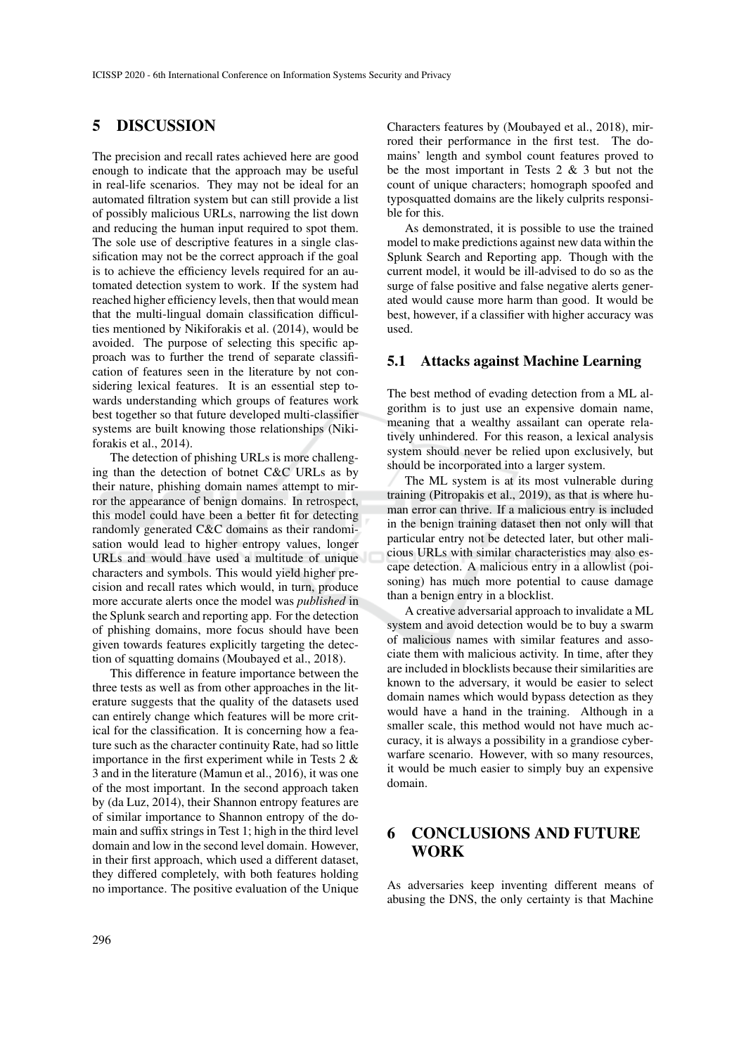## 5 DISCUSSION

The precision and recall rates achieved here are good enough to indicate that the approach may be useful in real-life scenarios. They may not be ideal for an automated filtration system but can still provide a list of possibly malicious URLs, narrowing the list down and reducing the human input required to spot them. The sole use of descriptive features in a single classification may not be the correct approach if the goal is to achieve the efficiency levels required for an automated detection system to work. If the system had reached higher efficiency levels, then that would mean that the multi-lingual domain classification difficulties mentioned by Nikiforakis et al. (2014), would be avoided. The purpose of selecting this specific approach was to further the trend of separate classification of features seen in the literature by not considering lexical features. It is an essential step towards understanding which groups of features work best together so that future developed multi-classifier systems are built knowing those relationships (Nikiforakis et al., 2014).

The detection of phishing URLs is more challenging than the detection of botnet C&C URLs as by their nature, phishing domain names attempt to mirror the appearance of benign domains. In retrospect, this model could have been a better fit for detecting randomly generated C&C domains as their randomisation would lead to higher entropy values, longer URLs and would have used a multitude of unique characters and symbols. This would yield higher precision and recall rates which would, in turn, produce more accurate alerts once the model was *published* in the Splunk search and reporting app. For the detection of phishing domains, more focus should have been given towards features explicitly targeting the detection of squatting domains (Moubayed et al., 2018).

This difference in feature importance between the three tests as well as from other approaches in the literature suggests that the quality of the datasets used can entirely change which features will be more critical for the classification. It is concerning how a feature such as the character continuity Rate, had so little importance in the first experiment while in Tests 2 & 3 and in the literature (Mamun et al., 2016), it was one of the most important. In the second approach taken by (da Luz, 2014), their Shannon entropy features are of similar importance to Shannon entropy of the domain and suffix strings in Test 1; high in the third level domain and low in the second level domain. However, in their first approach, which used a different dataset, they differed completely, with both features holding no importance. The positive evaluation of the Unique Characters features by (Moubayed et al., 2018), mirrored their performance in the first test. The domains' length and symbol count features proved to be the most important in Tests 2 & 3 but not the count of unique characters; homograph spoofed and typosquatted domains are the likely culprits responsible for this.

As demonstrated, it is possible to use the trained model to make predictions against new data within the Splunk Search and Reporting app. Though with the current model, it would be ill-advised to do so as the surge of false positive and false negative alerts generated would cause more harm than good. It would be best, however, if a classifier with higher accuracy was used.

### 5.1 Attacks against Machine Learning

The best method of evading detection from a ML algorithm is to just use an expensive domain name, meaning that a wealthy assailant can operate relatively unhindered. For this reason, a lexical analysis system should never be relied upon exclusively, but should be incorporated into a larger system.

The ML system is at its most vulnerable during training (Pitropakis et al., 2019), as that is where human error can thrive. If a malicious entry is included in the benign training dataset then not only will that particular entry not be detected later, but other malicious URLs with similar characteristics may also escape detection. A malicious entry in a allowlist (poisoning) has much more potential to cause damage than a benign entry in a blocklist.

A creative adversarial approach to invalidate a ML system and avoid detection would be to buy a swarm of malicious names with similar features and associate them with malicious activity. In time, after they are included in blocklists because their similarities are known to the adversary, it would be easier to select domain names which would bypass detection as they would have a hand in the training. Although in a smaller scale, this method would not have much accuracy, it is always a possibility in a grandiose cyberwarfare scenario. However, with so many resources, it would be much easier to simply buy an expensive domain.

## 6 CONCLUSIONS AND FUTURE WORK

As adversaries keep inventing different means of abusing the DNS, the only certainty is that Machine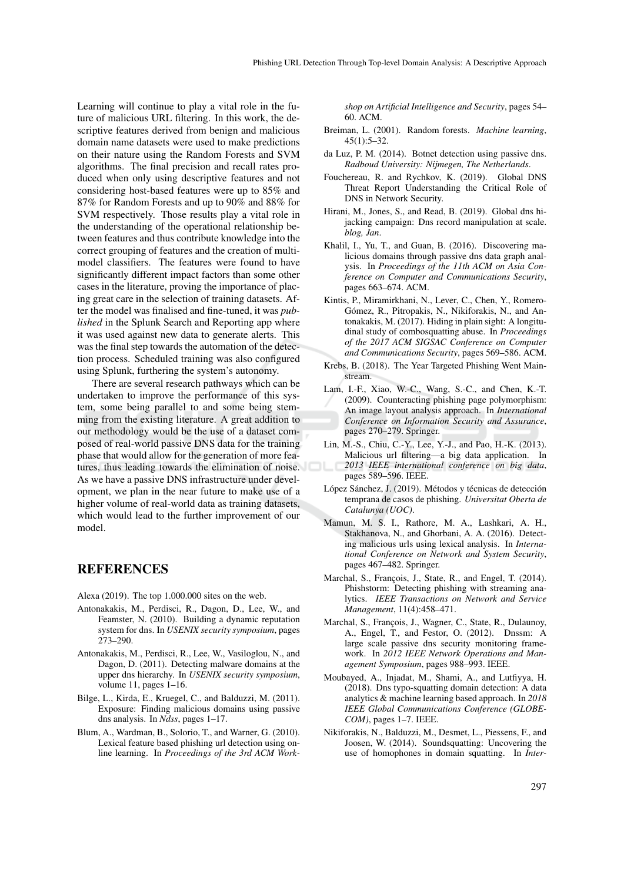Learning will continue to play a vital role in the future of malicious URL filtering. In this work, the descriptive features derived from benign and malicious domain name datasets were used to make predictions on their nature using the Random Forests and SVM algorithms. The final precision and recall rates produced when only using descriptive features and not considering host-based features were up to 85% and 87% for Random Forests and up to 90% and 88% for SVM respectively. Those results play a vital role in the understanding of the operational relationship between features and thus contribute knowledge into the correct grouping of features and the creation of multi-model classifiers. The features were found to have significantly different impact factors than some other cases in the literature, proving the importance of placing great care in the selection of training datasets. After the model was finalised and fine-tuned, it was *published* in the Splunk Search and Reporting app where it was used against new data to generate alerts. This was the final step towards the automation of the detection process. Scheduled training was also configured using Splunk, furthering the system's autonomy.

There are several research pathways which can be undertaken to improve the performance of this system, some being parallel to and some being stemming from the existing literature. A great addition to our methodology would be the use of a dataset composed of real-world passive DNS data for the training phase that would allow for the generation of more features, thus leading towards the elimination of noise. As we have a passive DNS infrastructure under development, we plan in the near future to make use of a higher volume of real-world data as training datasets, which would lead to the further improvement of our model.

## REFERENCES

Alexa (2019). The top 1.000.000 sites on the web.

Antonakakis, M., Perdisci, R., Dagon, D., Lee, W., and Feamster, N. (2010). Building a dynamic reputation system for dns. In *USENIX security symposium*, pages 273–290.

Antonakakis, M., Perdisci, R., Lee, W., Vasiloglou, N., and Dagon, D. (2011). Detecting malware domains at the upper dns hierarchy. In *USENIX security symposium*, volume 11, pages 1–16.

Bilge, L., Kirda, E., Kruegel, C., and Balduzzi, M. (2011). Exposure: Finding malicious domains using passive dns analysis. In *Ndss*, pages 1–17.

Blum, A., Wardman, B., Solorio, T., and Warner, G. (2010). Lexical feature based phishing url detection using online learning. In *Proceedings of the 3rd ACM Workshop on Artificial Intelligence and Security*, pages 54–60. ACM.

Breiman, L. (2001). Random forests. *Machine learning*, 45(1):5–32.

da Luz, P. M. (2014). Botnet detection using passive dns. *Radboud University: Nijmegen, The Netherlands*.

Fouchereau, R. and Rychkov, K. (2019). Global DNS Threat Report Understanding the Critical Role of DNS in Network Security.

Hirani, M., Jones, S., and Read, B. (2019). Global dns hijacking campaign: Dns record manipulation at scale. *blog, Jan*.

Khalil, I., Yu, T., and Guan, B. (2016). Discovering malicious domains through passive dns data graph analysis. In *Proceedings of the 11th ACM on Asia Conference on Computer and Communications Security*, pages 663–674. ACM.

Kintis, P., Miramirkhani, N., Lever, C., Chen, Y., Romero-Gómez, R., Pitropakis, N., Nikiforakis, N., and Antonakakis, M. (2017). Hiding in plain sight: A longitudinal study of combosquatting abuse. In *Proceedings of the 2017 ACM SIGSAC Conference on Computer and Communications Security*, pages 569–586. ACM.

Krebs, B. (2018). The Year Targeted Phishing Went Mainstream.

Lam, I.-F., Xiao, W.-C., Wang, S.-C., and Chen, K.-T. (2009). Counteracting phishing page polymorphism: An image layout analysis approach. In *International Conference on Information Security and Assurance*, pages 270–279. Springer.

Lin, M.-S., Chiu, C.-Y., Lee, Y.-J., and Pao, H.-K. (2013). Malicious url filtering—a big data application. In *2013 IEEE international conference on big data*, pages 589–596. IEEE.

López Sánchez, J. (2019). Métodos y técnicas de detección temprana de casos de phishing. *Universitat Oberta de Catalunya (UOC)*.

Mamun, M. S. I., Rathore, M. A., Lashkari, A. H., Stakhanova, N., and Ghorbani, A. A. (2016). Detecting malicious urls using lexical analysis. In *International Conference on Network and System Security*, pages 467–482. Springer.

Marchal, S., François, J., State, R., and Engel, T. (2014). Phishstorm: Detecting phishing with streaming analytics. *IEEE Transactions on Network and Service Management*, 11(4):458–471.

Marchal, S., François, J., Wagner, C., State, R., Dulaunoy, A., Engel, T., and Festor, O. (2012). Dnssm: A large scale passive dns security monitoring framework. In *2012 IEEE Network Operations and Management Symposium*, pages 988–993. IEEE.

Moubayed, A., Injadat, M., Shami, A., and Lutfiyya, H. (2018). Dns typo-squatting domain detection: A data analytics & machine learning based approach. In *2018 IEEE Global Communications Conference (GLOBECOM)*, pages 1–7. IEEE.

Nikiforakis, N., Balduzzi, M., Desmet, L., Piessens, F., and Joosen, W. (2014). Soundsquatting: Uncovering the use of homophones in domain squatting. In *Inter-*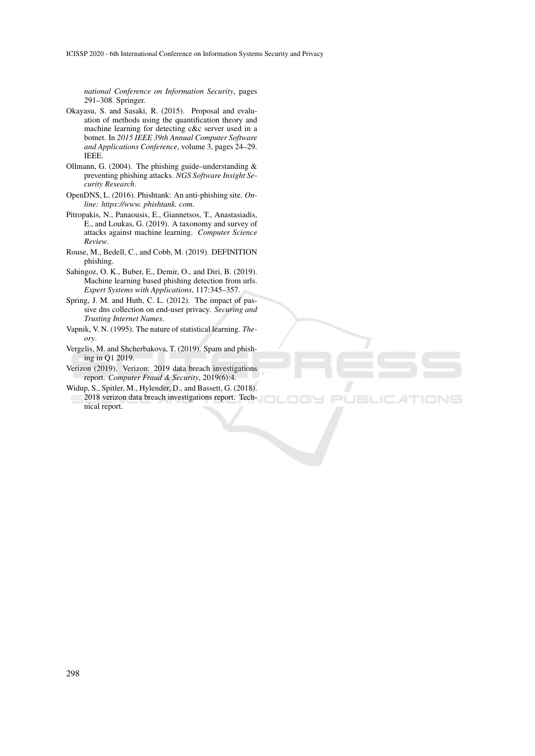*national Conference on Information Security*, pages 291–308. Springer.

Okayasu, S. and Sasaki, R. (2015). Proposal and evaluation of methods using the quantification theory and machine learning for detecting c&c server used in a botnet. In *2015 IEEE 39th Annual Computer Software and Applications Conference*, volume 3, pages 24–29. IEEE.

Ollmann, G. (2004). The phishing guide–understanding & preventing phishing attacks. *NGS Software Insight Security Research*.

OpenDNS, L. (2016). Phishtank: An anti-phishing site. *Online: https://www. phishtank. com*.

Pitropakis, N., Panaousis, E., Giannetsos, T., Anastasiadis, E., and Loukas, G. (2019). A taxonomy and survey of attacks against machine learning. *Computer Science Review*.

Rouse, M., Bedell, C., and Cobb, M. (2019). DEFINITION phishing.

Sahingoz, O. K., Buber, E., Demir, O., and Diri, B. (2019). Machine learning based phishing detection from urls. *Expert Systems with Applications*, 117:345–357.

Spring, J. M. and Huth, C. L. (2012). The impact of passive dns collection on end-user privacy. *Securing and Trusting Internet Names*.

Vapnik, V. N. (1995). The nature of statistical learning. *Theory*.

Vergelis, M. and Shcherbakova, T. (2019). Spam and phishing in Q1 2019.

Verizon (2019). Verizon: 2019 data breach investigations report. *Computer Fraud & Security*, 2019(6):4.

Widup, S., Spitler, M., Hylender, D., and Bassett, G. (2018). 2018 verizon data breach investigations report. Technical report.